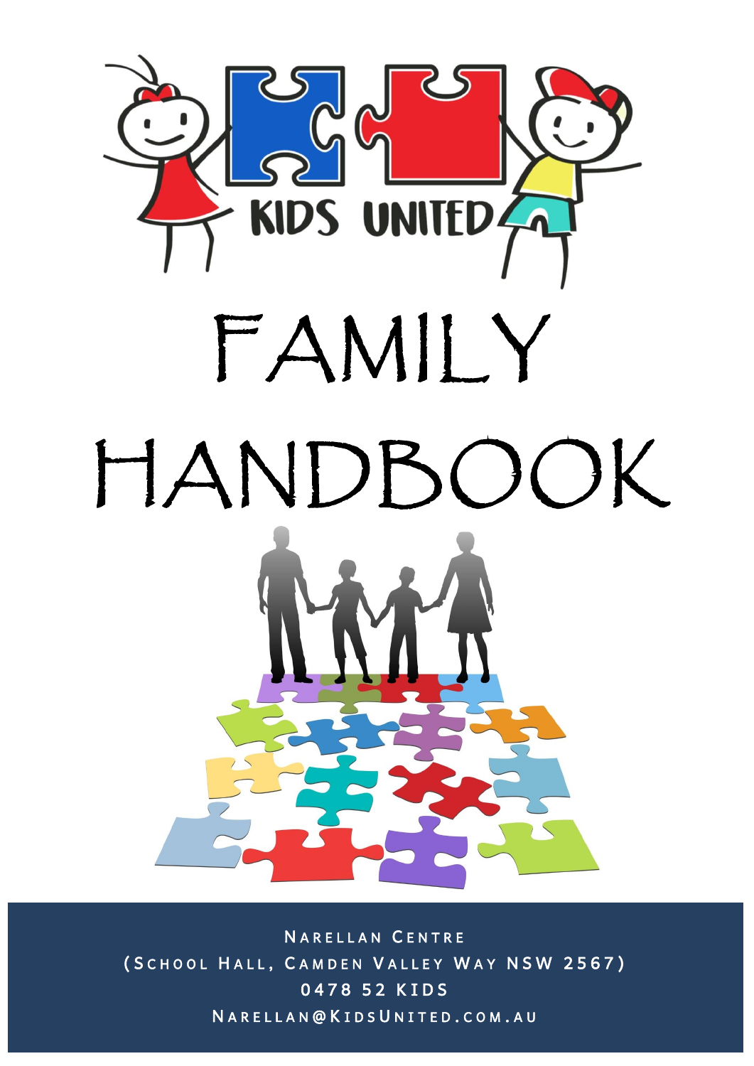KIDS UNITED

# FAMILY HANDBOOK

Narellan Centre
(School Hall, Camden Valley Way NSW 2567)
0478 52 KIDS
Narellan@KidsUnited.com.au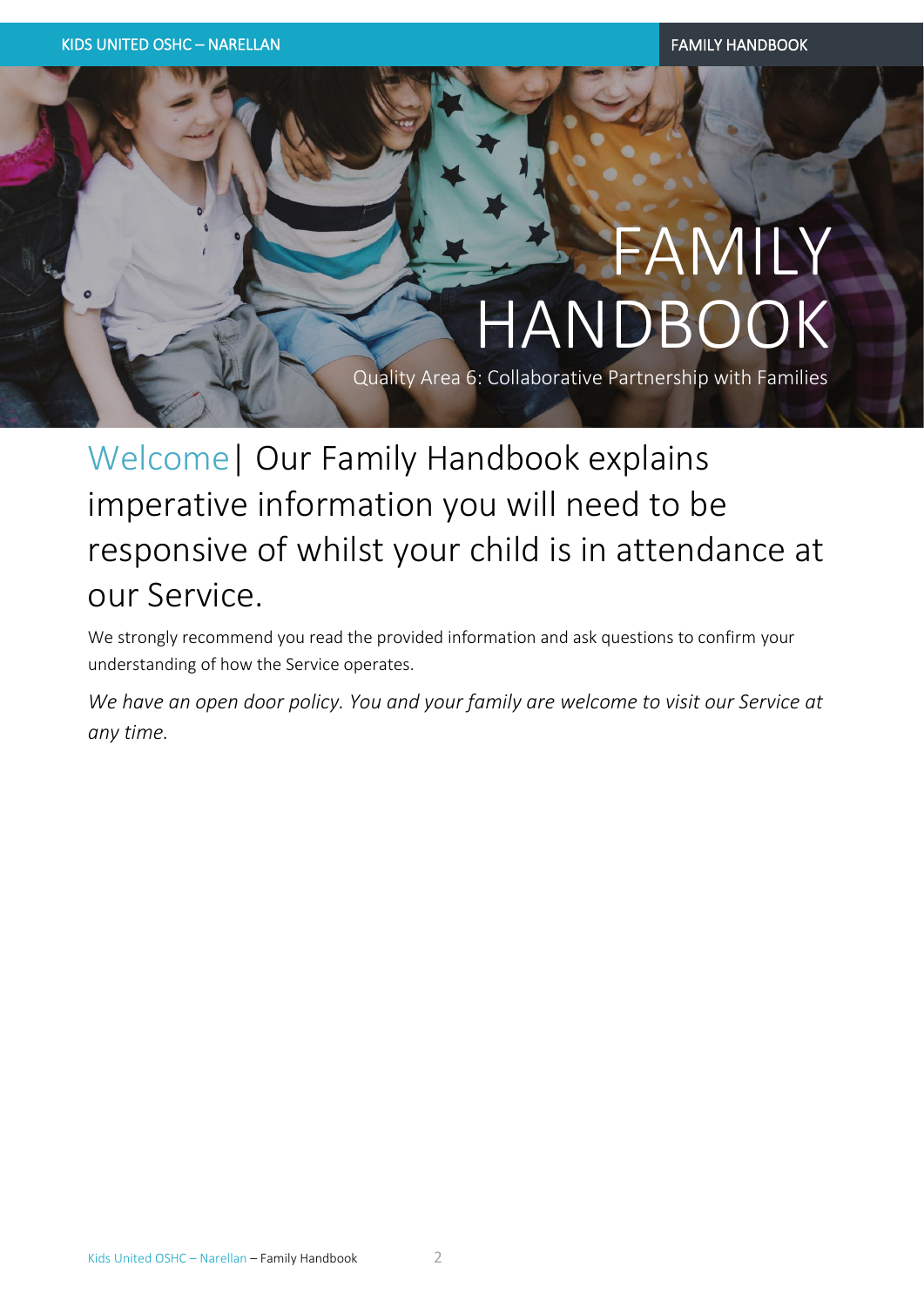# FAMILY HANDBOOK

Quality Area 6: Collaborative Partnership with Families

## Welcome | Our Family Handbook explains imperative information you will need to be responsive of whilst your child is in attendance at our Service.

We strongly recommend you read the provided information and ask questions to confirm your understanding of how the Service operates.

*We have an open door policy. You and your family are welcome to visit our Service at any time.*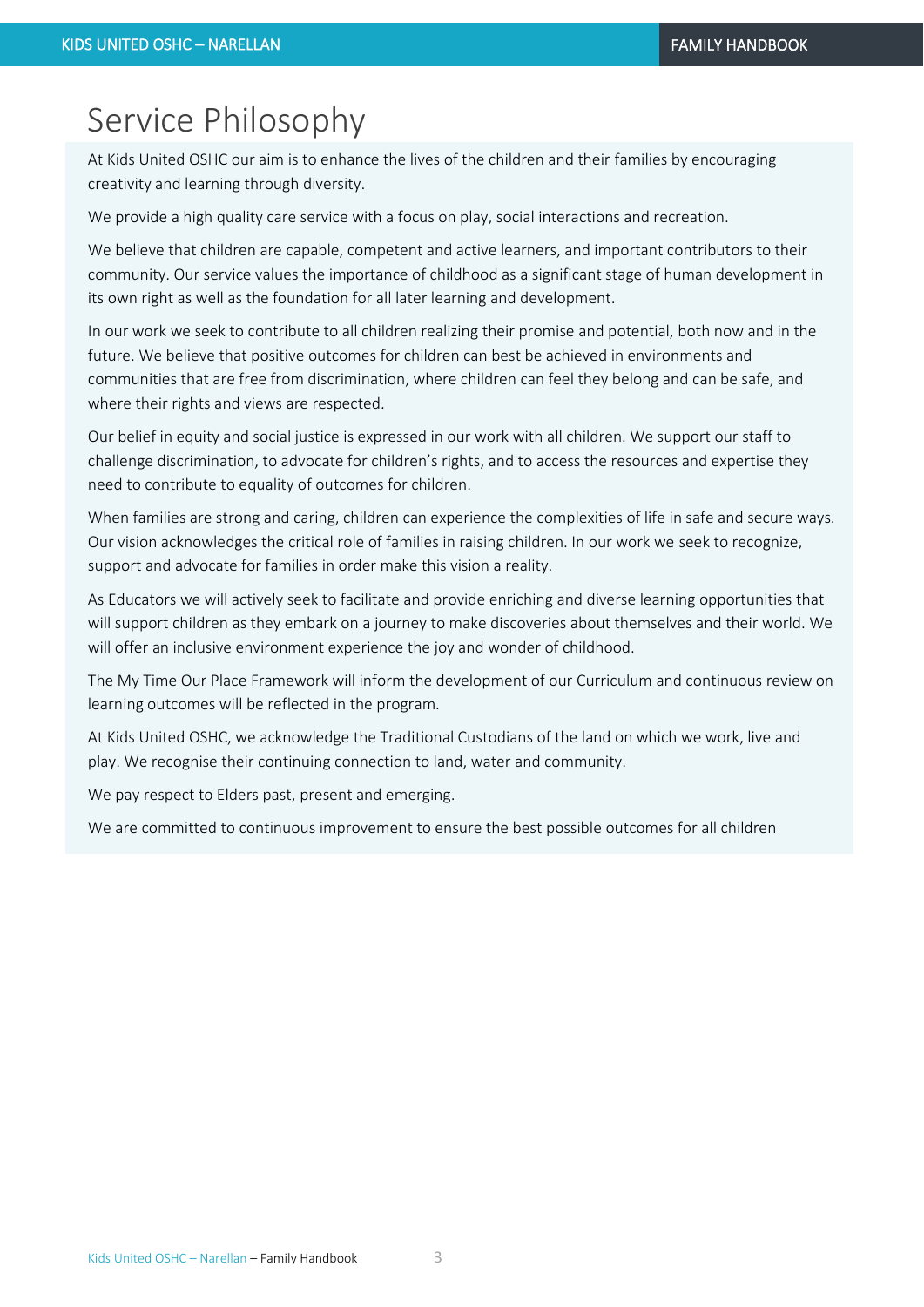# Service Philosophy

At Kids United OSHC our aim is to enhance the lives of the children and their families by encouraging creativity and learning through diversity.

We provide a high quality care service with a focus on play, social interactions and recreation.

We believe that children are capable, competent and active learners, and important contributors to their community. Our service values the importance of childhood as a significant stage of human development in its own right as well as the foundation for all later learning and development.

In our work we seek to contribute to all children realizing their promise and potential, both now and in the future. We believe that positive outcomes for children can best be achieved in environments and communities that are free from discrimination, where children can feel they belong and can be safe, and where their rights and views are respected.

Our belief in equity and social justice is expressed in our work with all children. We support our staff to challenge discrimination, to advocate for children's rights, and to access the resources and expertise they need to contribute to equality of outcomes for children.

When families are strong and caring, children can experience the complexities of life in safe and secure ways. Our vision acknowledges the critical role of families in raising children. In our work we seek to recognize, support and advocate for families in order make this vision a reality.

As Educators we will actively seek to facilitate and provide enriching and diverse learning opportunities that will support children as they embark on a journey to make discoveries about themselves and their world. We will offer an inclusive environment experience the joy and wonder of childhood.

The My Time Our Place Framework will inform the development of our Curriculum and continuous review on learning outcomes will be reflected in the program.

At Kids United OSHC, we acknowledge the Traditional Custodians of the land on which we work, live and play. We recognise their continuing connection to land, water and community.

We pay respect to Elders past, present and emerging.

We are committed to continuous improvement to ensure the best possible outcomes for all children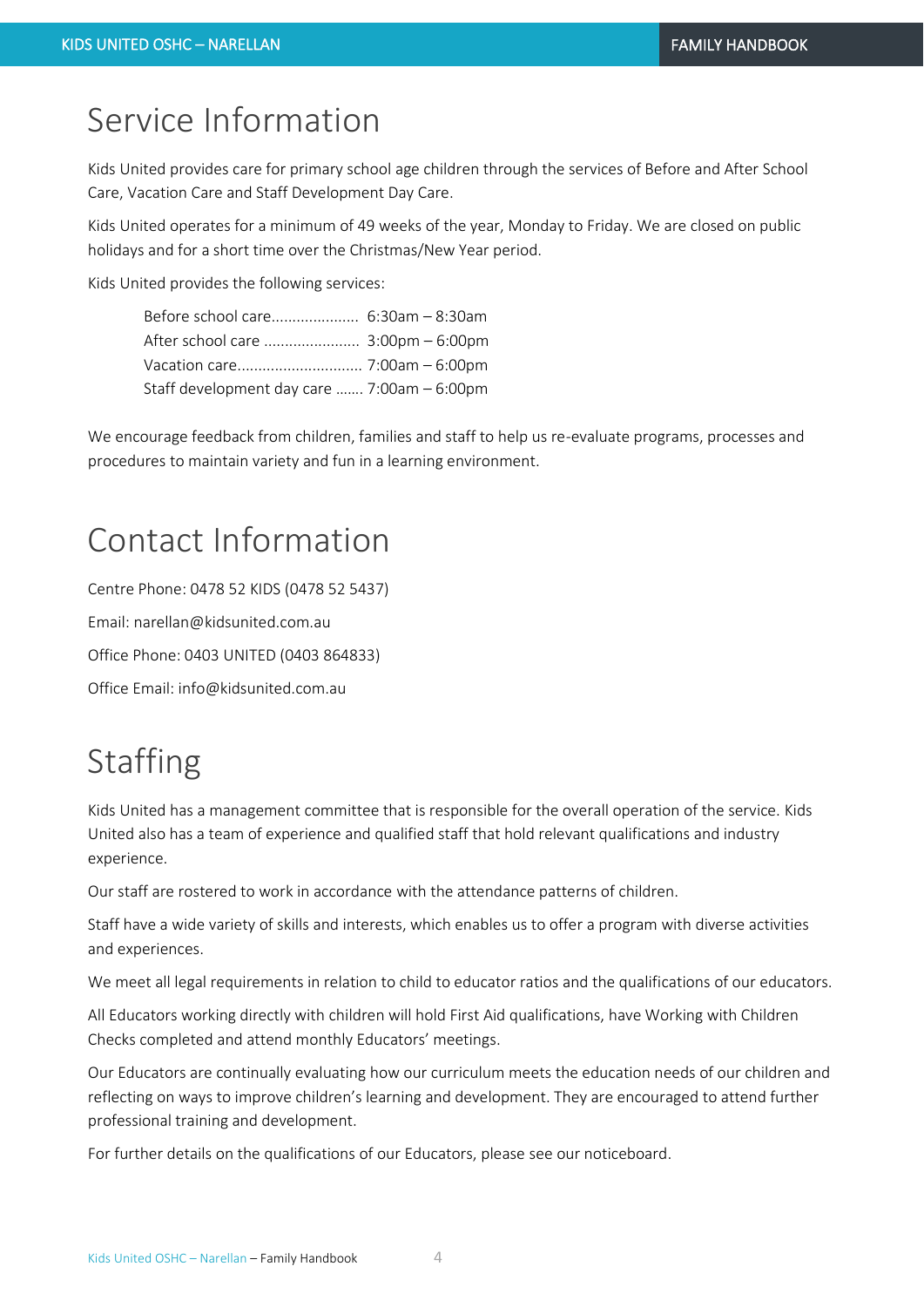# Service Information

Kids United provides care for primary school age children through the services of Before and After School Care, Vacation Care and Staff Development Day Care.

Kids United operates for a minimum of 49 weeks of the year, Monday to Friday. We are closed on public holidays and for a short time over the Christmas/New Year period.

Kids United provides the following services:

Before school care..................... 6:30am – 8:30am
After school care ....................... 3:00pm – 6:00pm
Vacation care............................. 7:00am – 6:00pm
Staff development day care ....... 7:00am – 6:00pm

We encourage feedback from children, families and staff to help us re-evaluate programs, processes and procedures to maintain variety and fun in a learning environment.

# Contact Information

Centre Phone: 0478 52 KIDS (0478 52 5437)

Email: narellan@kidsunited.com.au

Office Phone: 0403 UNITED (0403 864833)

Office Email: info@kidsunited.com.au

# Staffing

Kids United has a management committee that is responsible for the overall operation of the service. Kids United also has a team of experience and qualified staff that hold relevant qualifications and industry experience.

Our staff are rostered to work in accordance with the attendance patterns of children.

Staff have a wide variety of skills and interests, which enables us to offer a program with diverse activities and experiences.

We meet all legal requirements in relation to child to educator ratios and the qualifications of our educators.

All Educators working directly with children will hold First Aid qualifications, have Working with Children Checks completed and attend monthly Educators' meetings.

Our Educators are continually evaluating how our curriculum meets the education needs of our children and reflecting on ways to improve children's learning and development. They are encouraged to attend further professional training and development.

For further details on the qualifications of our Educators, please see our noticeboard.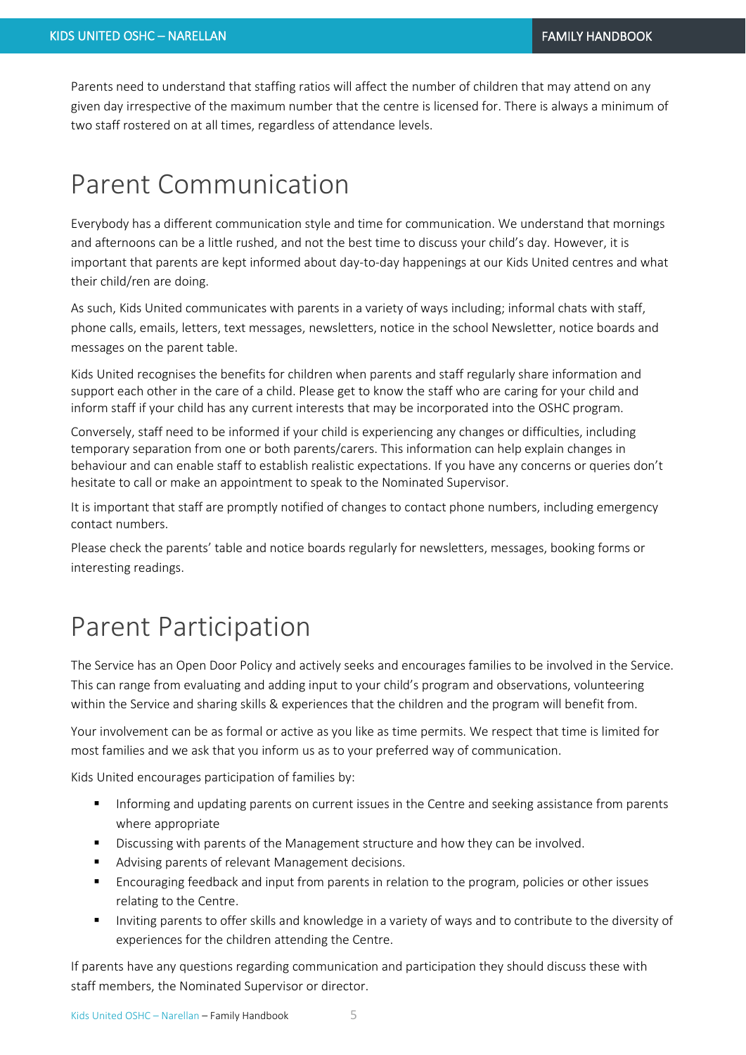Parents need to understand that staffing ratios will affect the number of children that may attend on any given day irrespective of the maximum number that the centre is licensed for. There is always a minimum of two staff rostered on at all times, regardless of attendance levels.

# Parent Communication

Everybody has a different communication style and time for communication. We understand that mornings and afternoons can be a little rushed, and not the best time to discuss your child's day. However, it is important that parents are kept informed about day-to-day happenings at our Kids United centres and what their child/ren are doing.

As such, Kids United communicates with parents in a variety of ways including; informal chats with staff, phone calls, emails, letters, text messages, newsletters, notice in the school Newsletter, notice boards and messages on the parent table.

Kids United recognises the benefits for children when parents and staff regularly share information and support each other in the care of a child. Please get to know the staff who are caring for your child and inform staff if your child has any current interests that may be incorporated into the OSHC program.

Conversely, staff need to be informed if your child is experiencing any changes or difficulties, including temporary separation from one or both parents/carers. This information can help explain changes in behaviour and can enable staff to establish realistic expectations. If you have any concerns or queries don't hesitate to call or make an appointment to speak to the Nominated Supervisor.

It is important that staff are promptly notified of changes to contact phone numbers, including emergency contact numbers.

Please check the parents' table and notice boards regularly for newsletters, messages, booking forms or interesting readings.

# Parent Participation

The Service has an Open Door Policy and actively seeks and encourages families to be involved in the Service. This can range from evaluating and adding input to your child's program and observations, volunteering within the Service and sharing skills & experiences that the children and the program will benefit from.

Your involvement can be as formal or active as you like as time permits. We respect that time is limited for most families and we ask that you inform us as to your preferred way of communication.

Kids United encourages participation of families by:

- Informing and updating parents on current issues in the Centre and seeking assistance from parents where appropriate
- Discussing with parents of the Management structure and how they can be involved.
- Advising parents of relevant Management decisions.
- Encouraging feedback and input from parents in relation to the program, policies or other issues relating to the Centre.
- Inviting parents to offer skills and knowledge in a variety of ways and to contribute to the diversity of experiences for the children attending the Centre.

If parents have any questions regarding communication and participation they should discuss these with staff members, the Nominated Supervisor or director.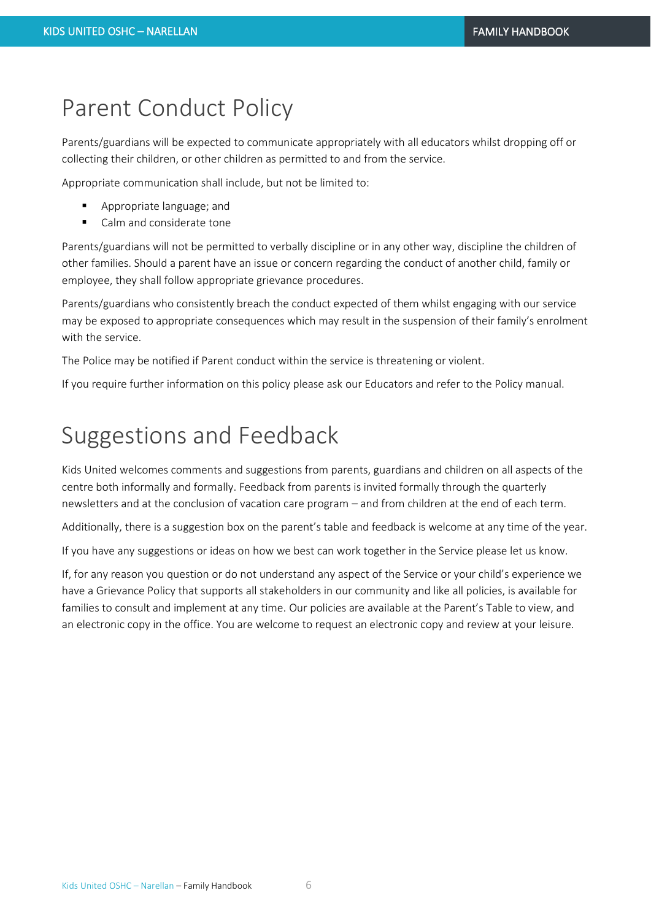# Parent Conduct Policy

Parents/guardians will be expected to communicate appropriately with all educators whilst dropping off or collecting their children, or other children as permitted to and from the service.

Appropriate communication shall include, but not be limited to:

- Appropriate language; and
- Calm and considerate tone

Parents/guardians will not be permitted to verbally discipline or in any other way, discipline the children of other families. Should a parent have an issue or concern regarding the conduct of another child, family or employee, they shall follow appropriate grievance procedures.

Parents/guardians who consistently breach the conduct expected of them whilst engaging with our service may be exposed to appropriate consequences which may result in the suspension of their family's enrolment with the service.

The Police may be notified if Parent conduct within the service is threatening or violent.

If you require further information on this policy please ask our Educators and refer to the Policy manual.

# Suggestions and Feedback

Kids United welcomes comments and suggestions from parents, guardians and children on all aspects of the centre both informally and formally. Feedback from parents is invited formally through the quarterly newsletters and at the conclusion of vacation care program – and from children at the end of each term.

Additionally, there is a suggestion box on the parent's table and feedback is welcome at any time of the year.

If you have any suggestions or ideas on how we best can work together in the Service please let us know.

If, for any reason you question or do not understand any aspect of the Service or your child's experience we have a Grievance Policy that supports all stakeholders in our community and like all policies, is available for families to consult and implement at any time. Our policies are available at the Parent's Table to view, and an electronic copy in the office. You are welcome to request an electronic copy and review at your leisure.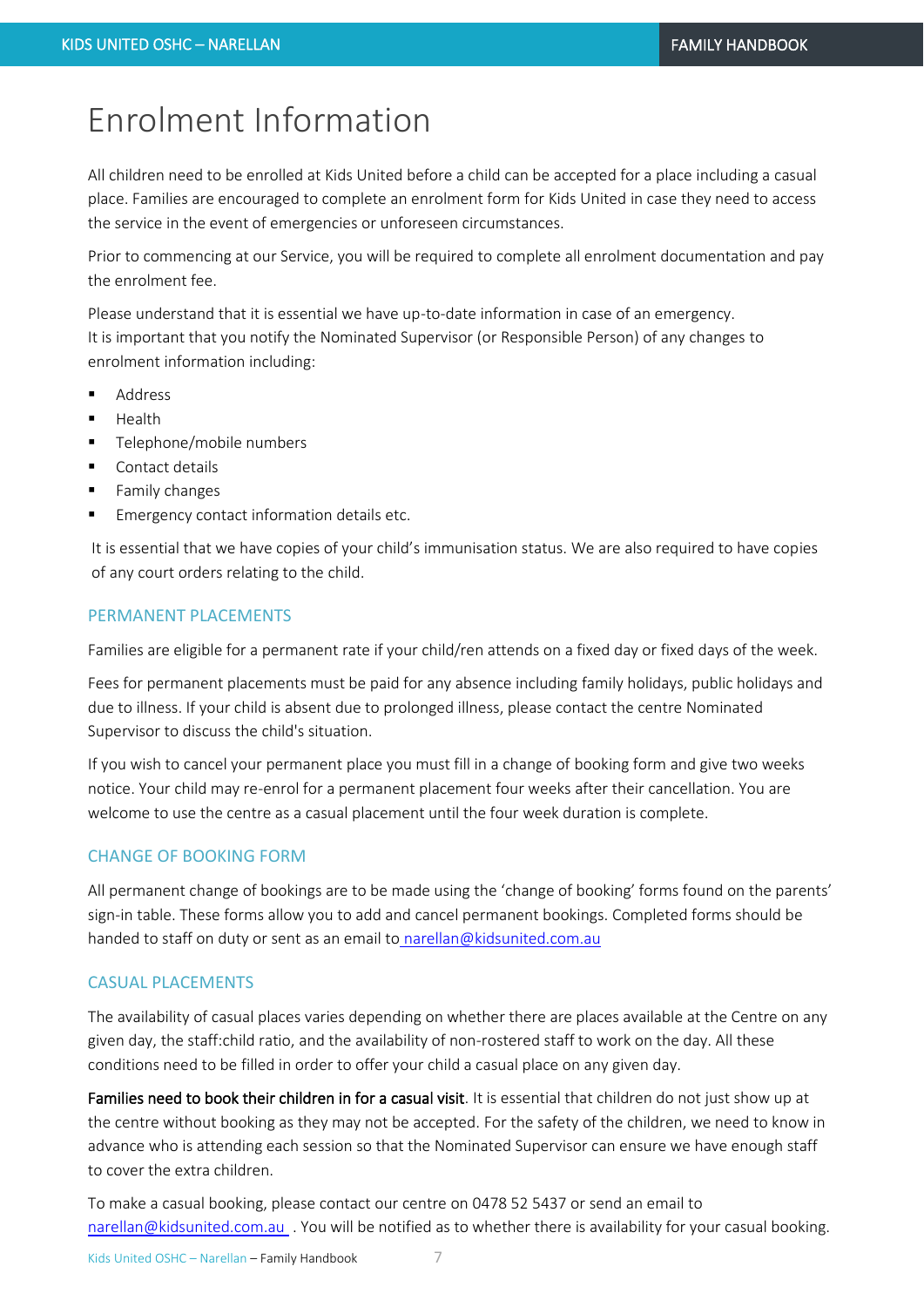# Enrolment Information

All children need to be enrolled at Kids United before a child can be accepted for a place including a casual place. Families are encouraged to complete an enrolment form for Kids United in case they need to access the service in the event of emergencies or unforeseen circumstances.

Prior to commencing at our Service, you will be required to complete all enrolment documentation and pay the enrolment fee.

Please understand that it is essential we have up-to-date information in case of an emergency.
It is important that you notify the Nominated Supervisor (or Responsible Person) of any changes to enrolment information including:

- Address
- Health
- Telephone/mobile numbers
- Contact details
- Family changes
- Emergency contact information details etc.

It is essential that we have copies of your child's immunisation status. We are also required to have copies of any court orders relating to the child.

## PERMANENT PLACEMENTS

Families are eligible for a permanent rate if your child/ren attends on a fixed day or fixed days of the week.

Fees for permanent placements must be paid for any absence including family holidays, public holidays and due to illness. If your child is absent due to prolonged illness, please contact the centre Nominated Supervisor to discuss the child's situation.

If you wish to cancel your permanent place you must fill in a change of booking form and give two weeks notice. Your child may re-enrol for a permanent placement four weeks after their cancellation. You are welcome to use the centre as a casual placement until the four week duration is complete.

## CHANGE OF BOOKING FORM

All permanent change of bookings are to be made using the 'change of booking' forms found on the parents' sign-in table. These forms allow you to add and cancel permanent bookings. Completed forms should be handed to staff on duty or sent as an email to narellan@kidsunited.com.au

## CASUAL PLACEMENTS

The availability of casual places varies depending on whether there are places available at the Centre on any given day, the staff:child ratio, and the availability of non-rostered staff to work on the day. All these conditions need to be filled in order to offer your child a casual place on any given day.

**Families need to book their children in for a casual visit**. It is essential that children do not just show up at the centre without booking as they may not be accepted. For the safety of the children, we need to know in advance who is attending each session so that the Nominated Supervisor can ensure we have enough staff to cover the extra children.

To make a casual booking, please contact our centre on 0478 52 5437 or send an email to narellan@kidsunited.com.au . You will be notified as to whether there is availability for your casual booking.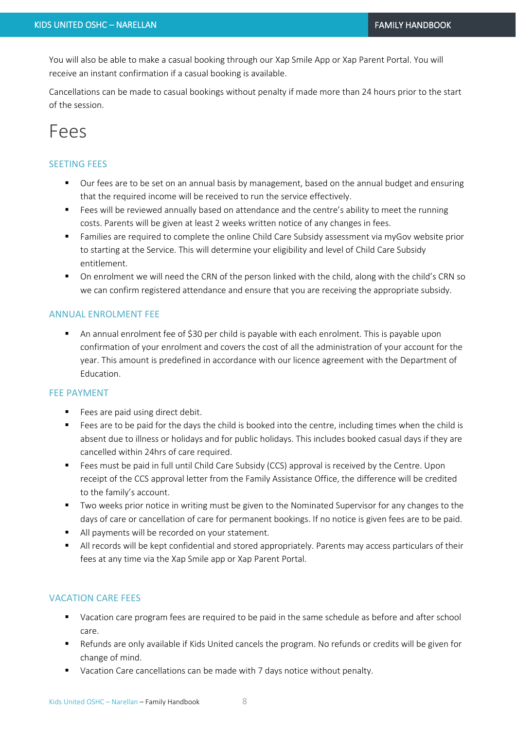You will also be able to make a casual booking through our Xap Smile App or Xap Parent Portal. You will receive an instant confirmation if a casual booking is available.

Cancellations can be made to casual bookings without penalty if made more than 24 hours prior to the start of the session.

# Fees

### SEETING FEES

- Our fees are to be set on an annual basis by management, based on the annual budget and ensuring that the required income will be received to run the service effectively.
- Fees will be reviewed annually based on attendance and the centre's ability to meet the running costs. Parents will be given at least 2 weeks written notice of any changes in fees.
- Families are required to complete the online Child Care Subsidy assessment via myGov website prior to starting at the Service. This will determine your eligibility and level of Child Care Subsidy entitlement.
- On enrolment we will need the CRN of the person linked with the child, along with the child's CRN so we can confirm registered attendance and ensure that you are receiving the appropriate subsidy.

### ANNUAL ENROLMENT FEE

- An annual enrolment fee of $30 per child is payable with each enrolment. This is payable upon confirmation of your enrolment and covers the cost of all the administration of your account for the year. This amount is predefined in accordance with our licence agreement with the Department of Education.

### FEE PAYMENT

- Fees are paid using direct debit.
- Fees are to be paid for the days the child is booked into the centre, including times when the child is absent due to illness or holidays and for public holidays. This includes booked casual days if they are cancelled within 24hrs of care required.
- Fees must be paid in full until Child Care Subsidy (CCS) approval is received by the Centre. Upon receipt of the CCS approval letter from the Family Assistance Office, the difference will be credited to the family's account.
- Two weeks prior notice in writing must be given to the Nominated Supervisor for any changes to the days of care or cancellation of care for permanent bookings. If no notice is given fees are to be paid.
- All payments will be recorded on your statement.
- All records will be kept confidential and stored appropriately. Parents may access particulars of their fees at any time via the Xap Smile app or Xap Parent Portal.

### VACATION CARE FEES

- Vacation care program fees are required to be paid in the same schedule as before and after school care.
- Refunds are only available if Kids United cancels the program. No refunds or credits will be given for change of mind.
- Vacation Care cancellations can be made with 7 days notice without penalty.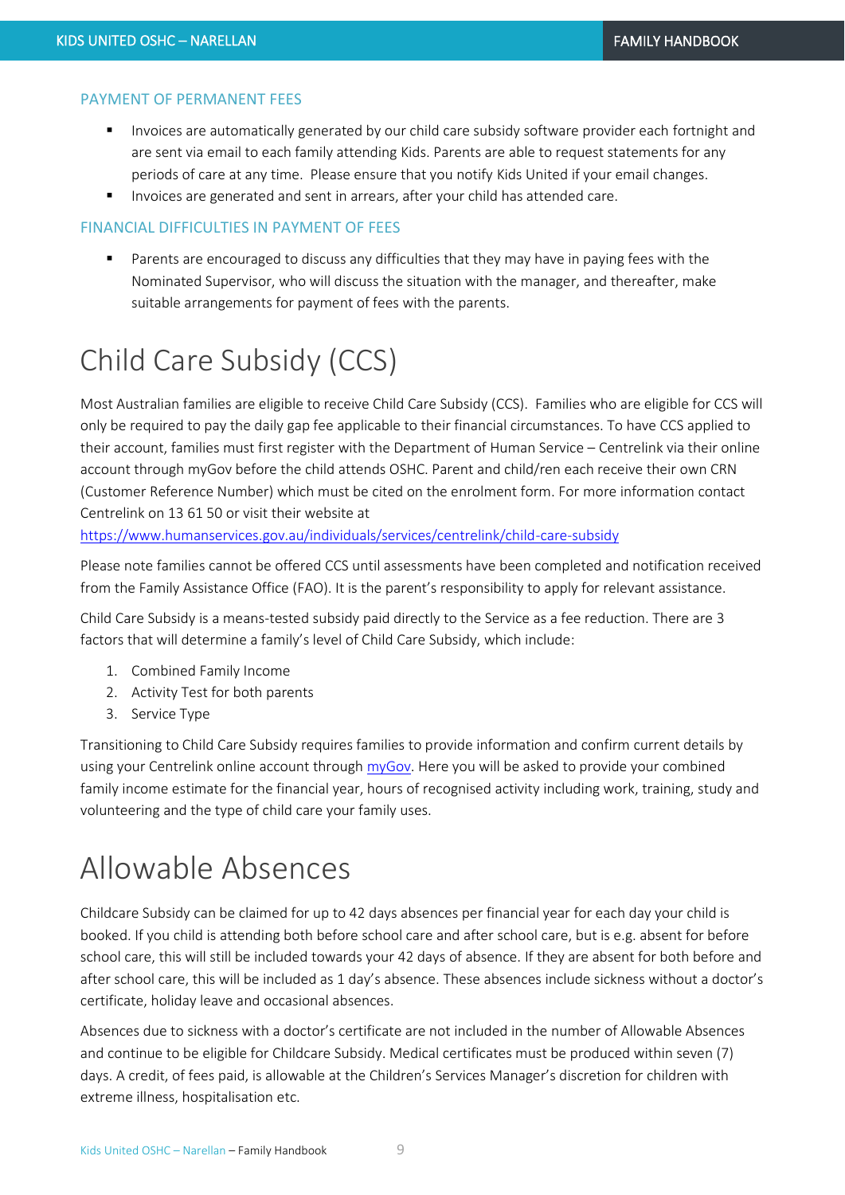### PAYMENT OF PERMANENT FEES

- Invoices are automatically generated by our child care subsidy software provider each fortnight and are sent via email to each family attending Kids. Parents are able to request statements for any periods of care at any time. Please ensure that you notify Kids United if your email changes.
- Invoices are generated and sent in arrears, after your child has attended care.

### FINANCIAL DIFFICULTIES IN PAYMENT OF FEES

- Parents are encouraged to discuss any difficulties that they may have in paying fees with the Nominated Supervisor, who will discuss the situation with the manager, and thereafter, make suitable arrangements for payment of fees with the parents.

# Child Care Subsidy (CCS)

Most Australian families are eligible to receive Child Care Subsidy (CCS). Families who are eligible for CCS will only be required to pay the daily gap fee applicable to their financial circumstances. To have CCS applied to their account, families must first register with the Department of Human Service – Centrelink via their online account through myGov before the child attends OSHC. Parent and child/ren each receive their own CRN (Customer Reference Number) which must be cited on the enrolment form. For more information contact Centrelink on 13 61 50 or visit their website at https://www.humanservices.gov.au/individuals/services/centrelink/child-care-subsidy

Please note families cannot be offered CCS until assessments have been completed and notification received from the Family Assistance Office (FAO). It is the parent's responsibility to apply for relevant assistance.

Child Care Subsidy is a means-tested subsidy paid directly to the Service as a fee reduction. There are 3 factors that will determine a family's level of Child Care Subsidy, which include:

1. Combined Family Income
2. Activity Test for both parents
3. Service Type

Transitioning to Child Care Subsidy requires families to provide information and confirm current details by using your Centrelink online account through myGov. Here you will be asked to provide your combined family income estimate for the financial year, hours of recognised activity including work, training, study and volunteering and the type of child care your family uses.

# Allowable Absences

Childcare Subsidy can be claimed for up to 42 days absences per financial year for each day your child is booked. If you child is attending both before school care and after school care, but is e.g. absent for before school care, this will still be included towards your 42 days of absence. If they are absent for both before and after school care, this will be included as 1 day's absence. These absences include sickness without a doctor's certificate, holiday leave and occasional absences.

Absences due to sickness with a doctor's certificate are not included in the number of Allowable Absences and continue to be eligible for Childcare Subsidy. Medical certificates must be produced within seven (7) days. A credit, of fees paid, is allowable at the Children's Services Manager's discretion for children with extreme illness, hospitalisation etc.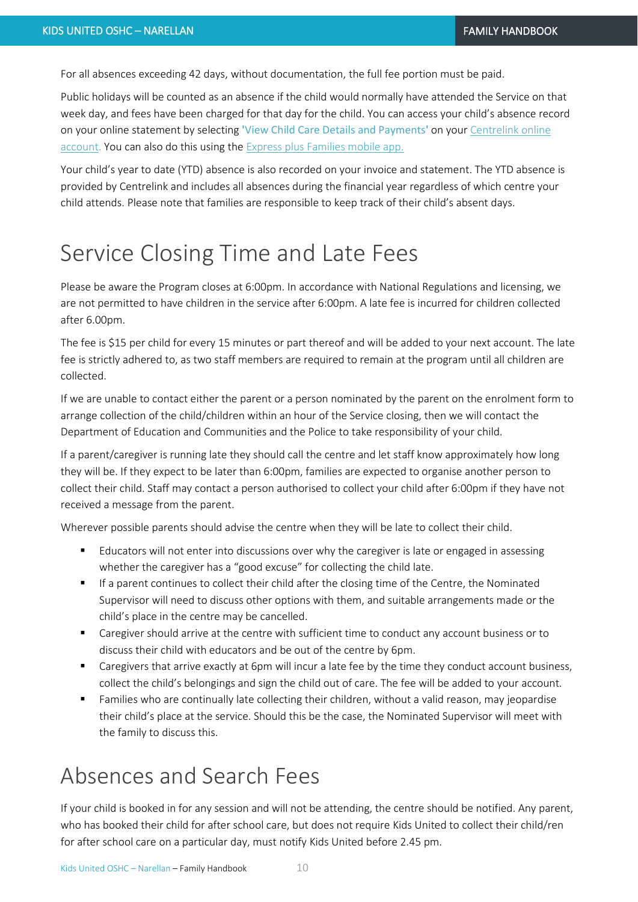For all absences exceeding 42 days, without documentation, the full fee portion must be paid.

Public holidays will be counted as an absence if the child would normally have attended the Service on that week day, and fees have been charged for that day for the child. You can access your child's absence record on your online statement by selecting 'View Child Care Details and Payments' on your Centrelink online account. You can also do this using the Express plus Families mobile app.

Your child's year to date (YTD) absence is also recorded on your invoice and statement. The YTD absence is provided by Centrelink and includes all absences during the financial year regardless of which centre your child attends. Please note that families are responsible to keep track of their child's absent days.

# Service Closing Time and Late Fees

Please be aware the Program closes at 6:00pm. In accordance with National Regulations and licensing, we are not permitted to have children in the service after 6:00pm. A late fee is incurred for children collected after 6.00pm.

The fee is $15 per child for every 15 minutes or part thereof and will be added to your next account. The late fee is strictly adhered to, as two staff members are required to remain at the program until all children are collected.

If we are unable to contact either the parent or a person nominated by the parent on the enrolment form to arrange collection of the child/children within an hour of the Service closing, then we will contact the Department of Education and Communities and the Police to take responsibility of your child.

If a parent/caregiver is running late they should call the centre and let staff know approximately how long they will be. If they expect to be later than 6:00pm, families are expected to organise another person to collect their child. Staff may contact a person authorised to collect your child after 6:00pm if they have not received a message from the parent.

Wherever possible parents should advise the centre when they will be late to collect their child.

- Educators will not enter into discussions over why the caregiver is late or engaged in assessing whether the caregiver has a "good excuse" for collecting the child late.
- If a parent continues to collect their child after the closing time of the Centre, the Nominated Supervisor will need to discuss other options with them, and suitable arrangements made or the child's place in the centre may be cancelled.
- Caregiver should arrive at the centre with sufficient time to conduct any account business or to discuss their child with educators and be out of the centre by 6pm.
- Caregivers that arrive exactly at 6pm will incur a late fee by the time they conduct account business, collect the child's belongings and sign the child out of care. The fee will be added to your account.
- Families who are continually late collecting their children, without a valid reason, may jeopardise their child's place at the service. Should this be the case, the Nominated Supervisor will meet with the family to discuss this.

# Absences and Search Fees

If your child is booked in for any session and will not be attending, the centre should be notified. Any parent, who has booked their child for after school care, but does not require Kids United to collect their child/ren for after school care on a particular day, must notify Kids United before 2.45 pm.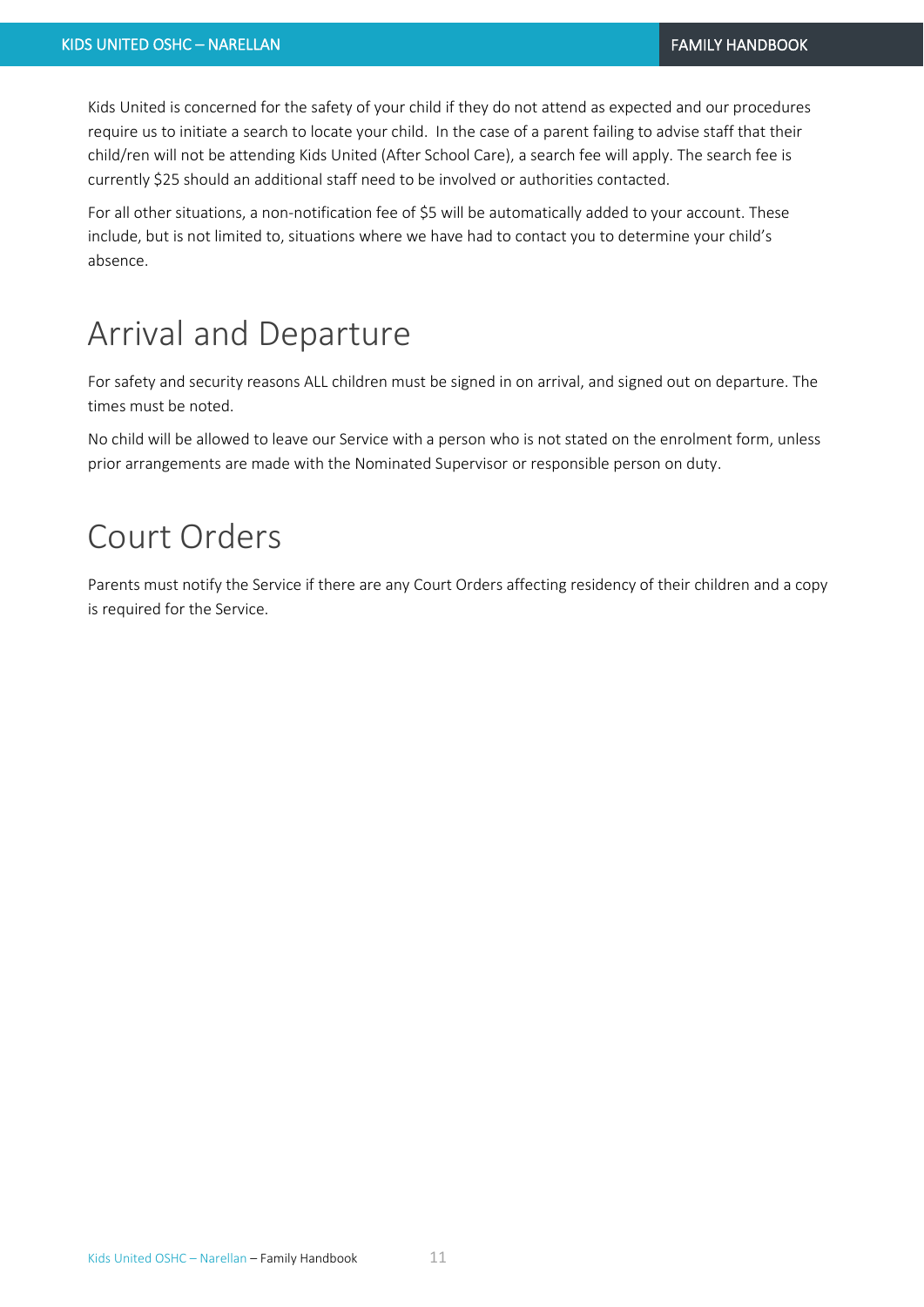Kids United is concerned for the safety of your child if they do not attend as expected and our procedures require us to initiate a search to locate your child. In the case of a parent failing to advise staff that their child/ren will not be attending Kids United (After School Care), a search fee will apply. The search fee is currently $25 should an additional staff need to be involved or authorities contacted.

For all other situations, a non-notification fee of $5 will be automatically added to your account. These include, but is not limited to, situations where we have had to contact you to determine your child's absence.

# Arrival and Departure

For safety and security reasons ALL children must be signed in on arrival, and signed out on departure. The times must be noted.

No child will be allowed to leave our Service with a person who is not stated on the enrolment form, unless prior arrangements are made with the Nominated Supervisor or responsible person on duty.

# Court Orders

Parents must notify the Service if there are any Court Orders affecting residency of their children and a copy is required for the Service.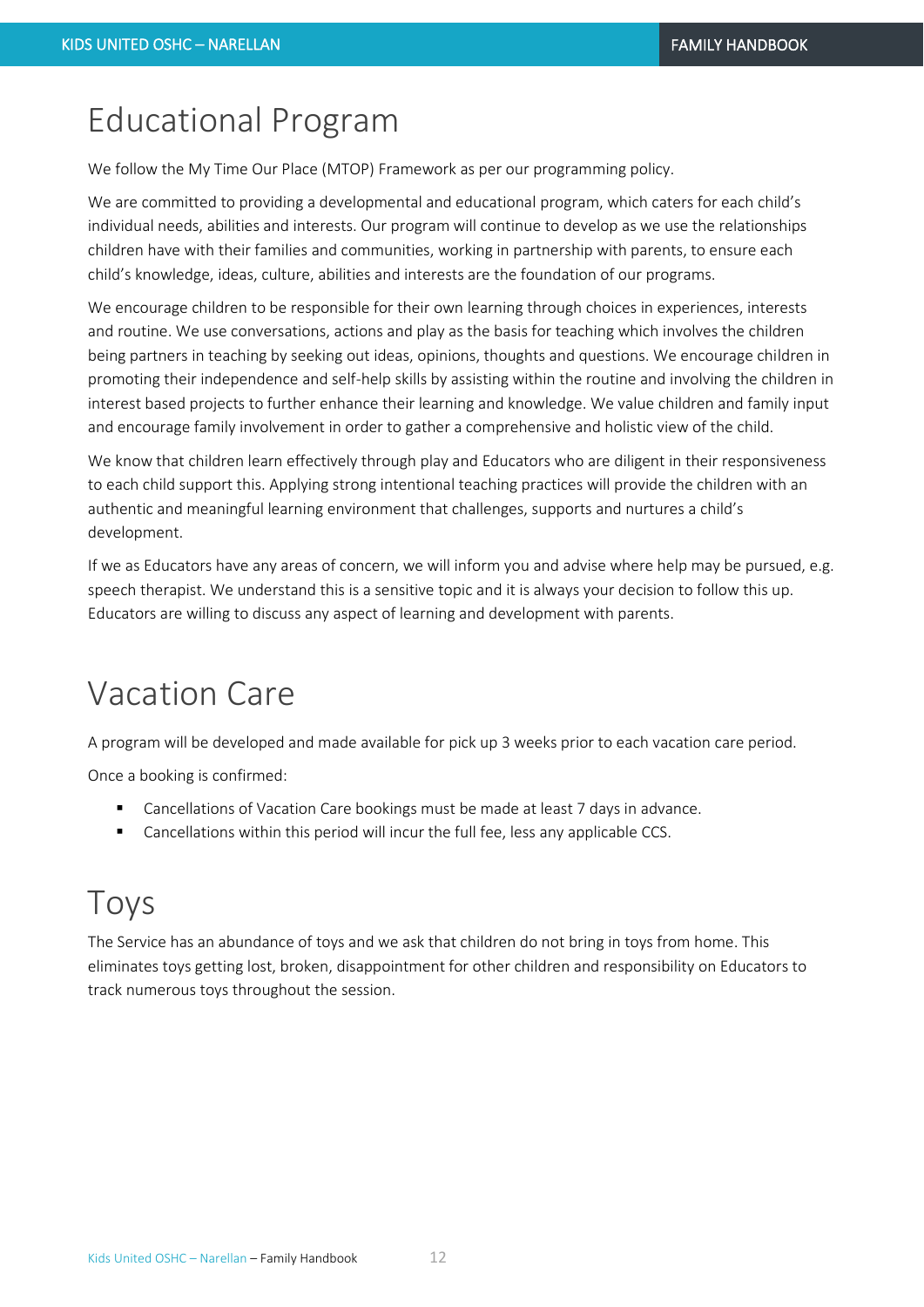# Educational Program

We follow the My Time Our Place (MTOP) Framework as per our programming policy.

We are committed to providing a developmental and educational program, which caters for each child's individual needs, abilities and interests. Our program will continue to develop as we use the relationships children have with their families and communities, working in partnership with parents, to ensure each child's knowledge, ideas, culture, abilities and interests are the foundation of our programs.

We encourage children to be responsible for their own learning through choices in experiences, interests and routine. We use conversations, actions and play as the basis for teaching which involves the children being partners in teaching by seeking out ideas, opinions, thoughts and questions. We encourage children in promoting their independence and self-help skills by assisting within the routine and involving the children in interest based projects to further enhance their learning and knowledge. We value children and family input and encourage family involvement in order to gather a comprehensive and holistic view of the child.

We know that children learn effectively through play and Educators who are diligent in their responsiveness to each child support this. Applying strong intentional teaching practices will provide the children with an authentic and meaningful learning environment that challenges, supports and nurtures a child's development.

If we as Educators have any areas of concern, we will inform you and advise where help may be pursued, e.g. speech therapist. We understand this is a sensitive topic and it is always your decision to follow this up. Educators are willing to discuss any aspect of learning and development with parents.

# Vacation Care

A program will be developed and made available for pick up 3 weeks prior to each vacation care period.

Once a booking is confirmed:

- Cancellations of Vacation Care bookings must be made at least 7 days in advance.
- Cancellations within this period will incur the full fee, less any applicable CCS.

# Toys

The Service has an abundance of toys and we ask that children do not bring in toys from home. This eliminates toys getting lost, broken, disappointment for other children and responsibility on Educators to track numerous toys throughout the session.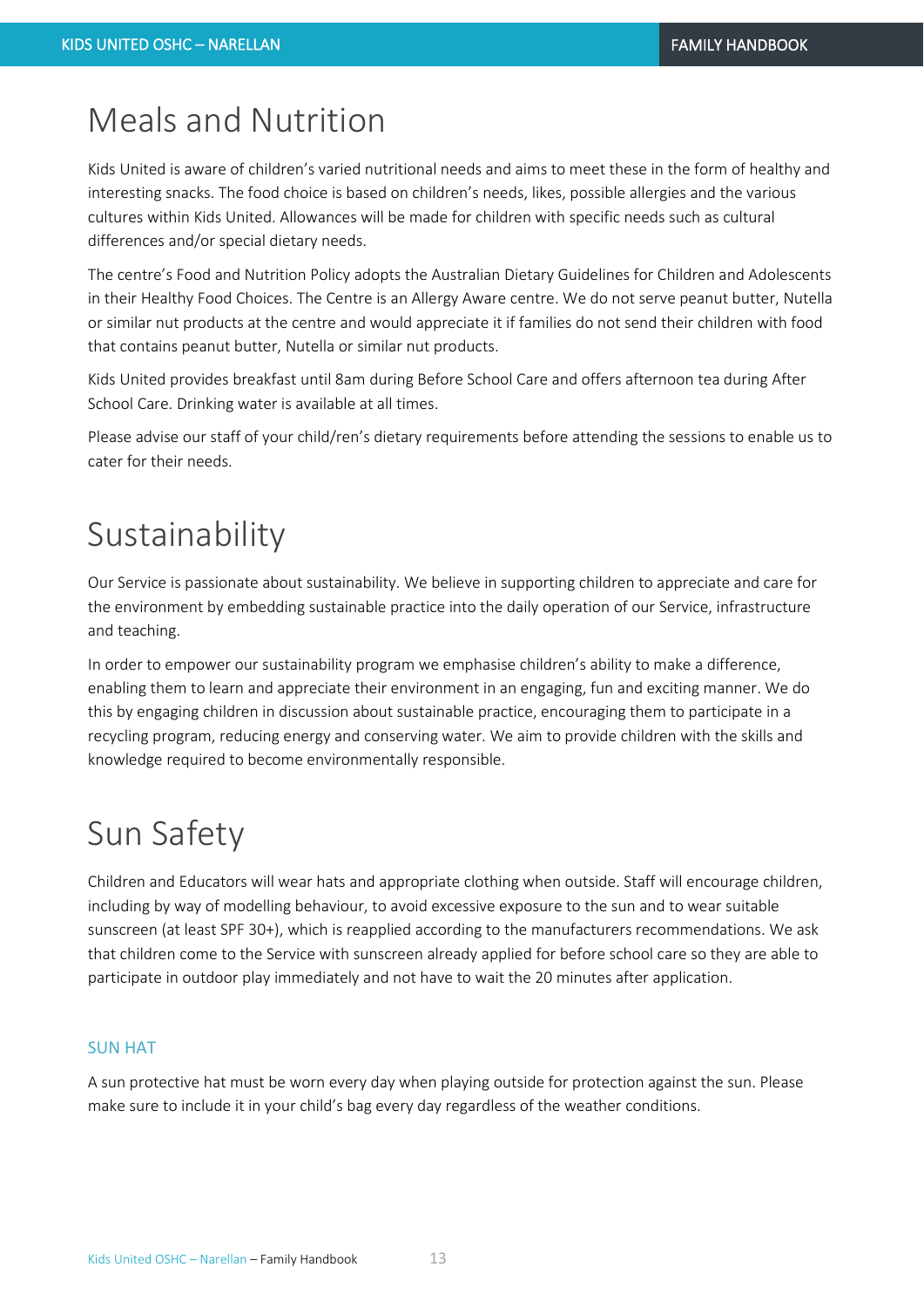# Meals and Nutrition

Kids United is aware of children's varied nutritional needs and aims to meet these in the form of healthy and interesting snacks. The food choice is based on children's needs, likes, possible allergies and the various cultures within Kids United. Allowances will be made for children with specific needs such as cultural differences and/or special dietary needs.

The centre's Food and Nutrition Policy adopts the Australian Dietary Guidelines for Children and Adolescents in their Healthy Food Choices. The Centre is an Allergy Aware centre. We do not serve peanut butter, Nutella or similar nut products at the centre and would appreciate it if families do not send their children with food that contains peanut butter, Nutella or similar nut products.

Kids United provides breakfast until 8am during Before School Care and offers afternoon tea during After School Care. Drinking water is available at all times.

Please advise our staff of your child/ren's dietary requirements before attending the sessions to enable us to cater for their needs.

# Sustainability

Our Service is passionate about sustainability. We believe in supporting children to appreciate and care for the environment by embedding sustainable practice into the daily operation of our Service, infrastructure and teaching.

In order to empower our sustainability program we emphasise children's ability to make a difference, enabling them to learn and appreciate their environment in an engaging, fun and exciting manner. We do this by engaging children in discussion about sustainable practice, encouraging them to participate in a recycling program, reducing energy and conserving water. We aim to provide children with the skills and knowledge required to become environmentally responsible.

# Sun Safety

Children and Educators will wear hats and appropriate clothing when outside. Staff will encourage children, including by way of modelling behaviour, to avoid excessive exposure to the sun and to wear suitable sunscreen (at least SPF 30+), which is reapplied according to the manufacturers recommendations. We ask that children come to the Service with sunscreen already applied for before school care so they are able to participate in outdoor play immediately and not have to wait the 20 minutes after application.

## SUN HAT

A sun protective hat must be worn every day when playing outside for protection against the sun. Please make sure to include it in your child's bag every day regardless of the weather conditions.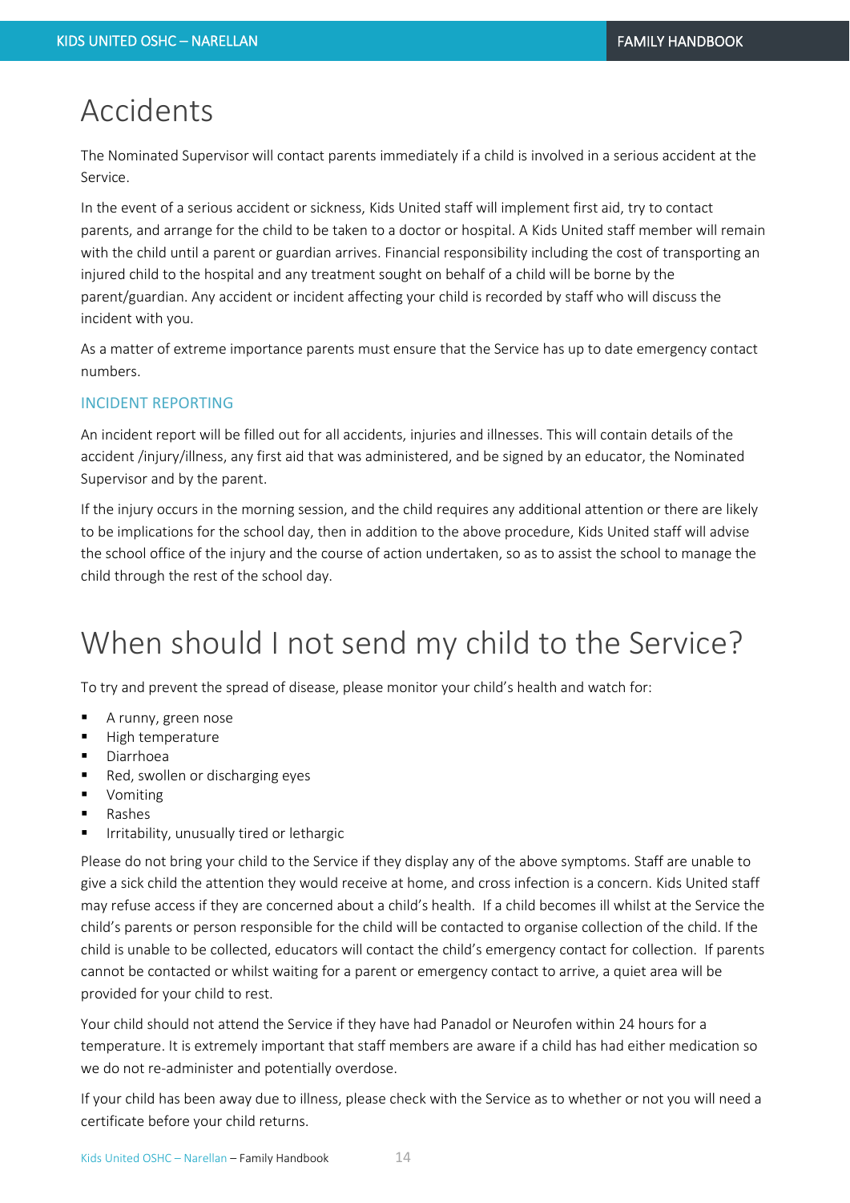# Accidents

The Nominated Supervisor will contact parents immediately if a child is involved in a serious accident at the Service.

In the event of a serious accident or sickness, Kids United staff will implement first aid, try to contact parents, and arrange for the child to be taken to a doctor or hospital. A Kids United staff member will remain with the child until a parent or guardian arrives. Financial responsibility including the cost of transporting an injured child to the hospital and any treatment sought on behalf of a child will be borne by the parent/guardian. Any accident or incident affecting your child is recorded by staff who will discuss the incident with you.

As a matter of extreme importance parents must ensure that the Service has up to date emergency contact numbers.

## INCIDENT REPORTING

An incident report will be filled out for all accidents, injuries and illnesses. This will contain details of the accident /injury/illness, any first aid that was administered, and be signed by an educator, the Nominated Supervisor and by the parent.

If the injury occurs in the morning session, and the child requires any additional attention or there are likely to be implications for the school day, then in addition to the above procedure, Kids United staff will advise the school office of the injury and the course of action undertaken, so as to assist the school to manage the child through the rest of the school day.

# When should I not send my child to the Service?

To try and prevent the spread of disease, please monitor your child's health and watch for:

- A runny, green nose
- High temperature
- Diarrhoea
- Red, swollen or discharging eyes
- Vomiting
- Rashes
- Irritability, unusually tired or lethargic

Please do not bring your child to the Service if they display any of the above symptoms. Staff are unable to give a sick child the attention they would receive at home, and cross infection is a concern. Kids United staff may refuse access if they are concerned about a child's health. If a child becomes ill whilst at the Service the child's parents or person responsible for the child will be contacted to organise collection of the child. If the child is unable to be collected, educators will contact the child's emergency contact for collection. If parents cannot be contacted or whilst waiting for a parent or emergency contact to arrive, a quiet area will be provided for your child to rest.

Your child should not attend the Service if they have had Panadol or Neurofen within 24 hours for a temperature. It is extremely important that staff members are aware if a child has had either medication so we do not re-administer and potentially overdose.

If your child has been away due to illness, please check with the Service as to whether or not you will need a certificate before your child returns.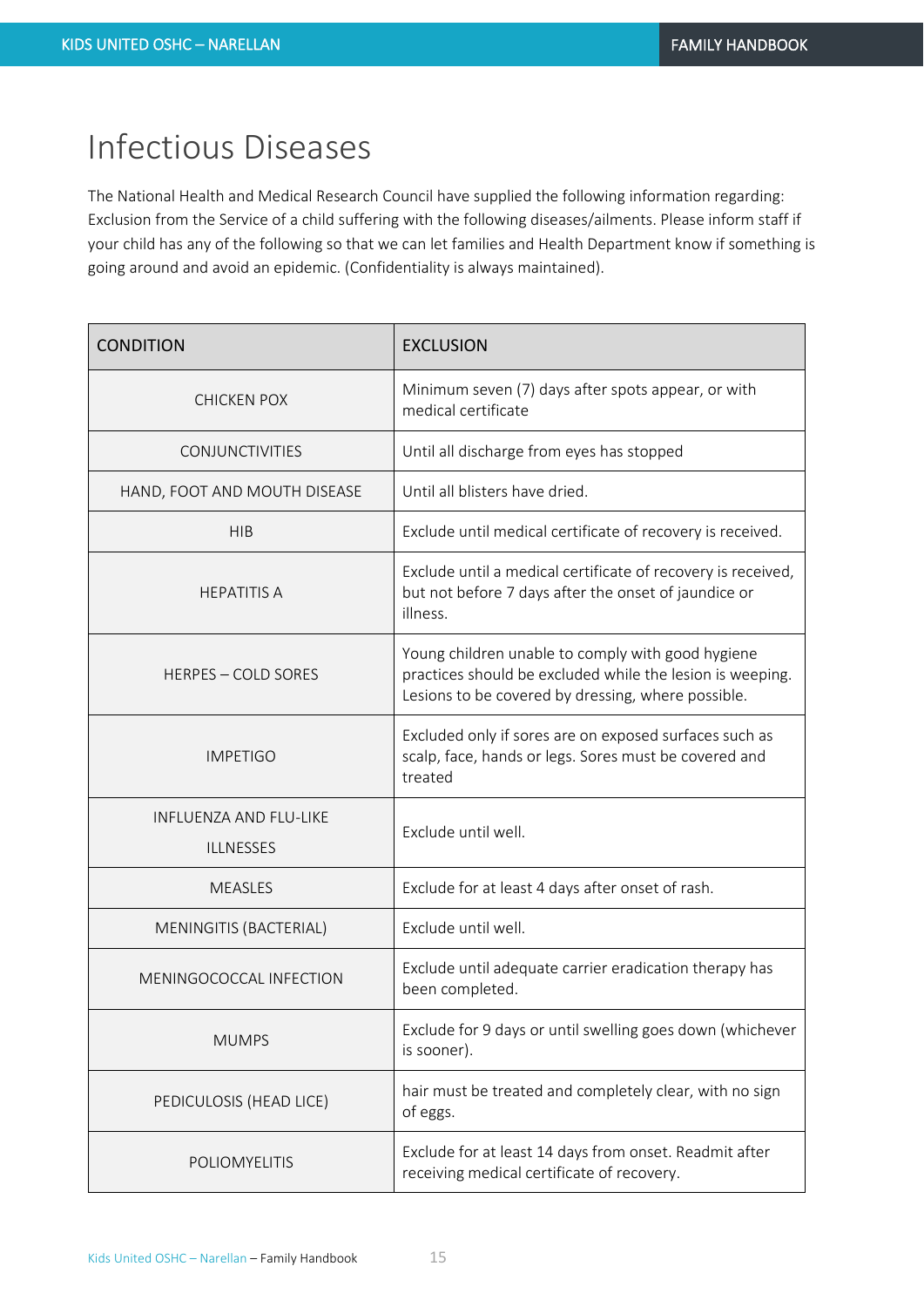# Infectious Diseases

The National Health and Medical Research Council have supplied the following information regarding: Exclusion from the Service of a child suffering with the following diseases/ailments. Please inform staff if your child has any of the following so that we can let families and Health Department know if something is going around and avoid an epidemic. (Confidentiality is always maintained).

| CONDITION | EXCLUSION |
|---|---|
| CHICKEN POX | Minimum seven (7) days after spots appear, or with medical certificate |
| CONJUNCTIVITIES | Until all discharge from eyes has stopped |
| HAND, FOOT AND MOUTH DISEASE | Until all blisters have dried. |
| HIB | Exclude until medical certificate of recovery is received. |
| HEPATITIS A | Exclude until a medical certificate of recovery is received, but not before 7 days after the onset of jaundice or illness. |
| HERPES – COLD SORES | Young children unable to comply with good hygiene practices should be excluded while the lesion is weeping. Lesions to be covered by dressing, where possible. |
| IMPETIGO | Excluded only if sores are on exposed surfaces such as scalp, face, hands or legs. Sores must be covered and treated |
| INFLUENZA AND FLU-LIKE ILLNESSES | Exclude until well. |
| MEASLES | Exclude for at least 4 days after onset of rash. |
| MENINGITIS (BACTERIAL) | Exclude until well. |
| MENINGOCOCCAL INFECTION | Exclude until adequate carrier eradication therapy has been completed. |
| MUMPS | Exclude for 9 days or until swelling goes down (whichever is sooner). |
| PEDICULOSIS (HEAD LICE) | hair must be treated and completely clear, with no sign of eggs. |
| POLIOMYELITIS | Exclude for at least 14 days from onset. Readmit after receiving medical certificate of recovery. |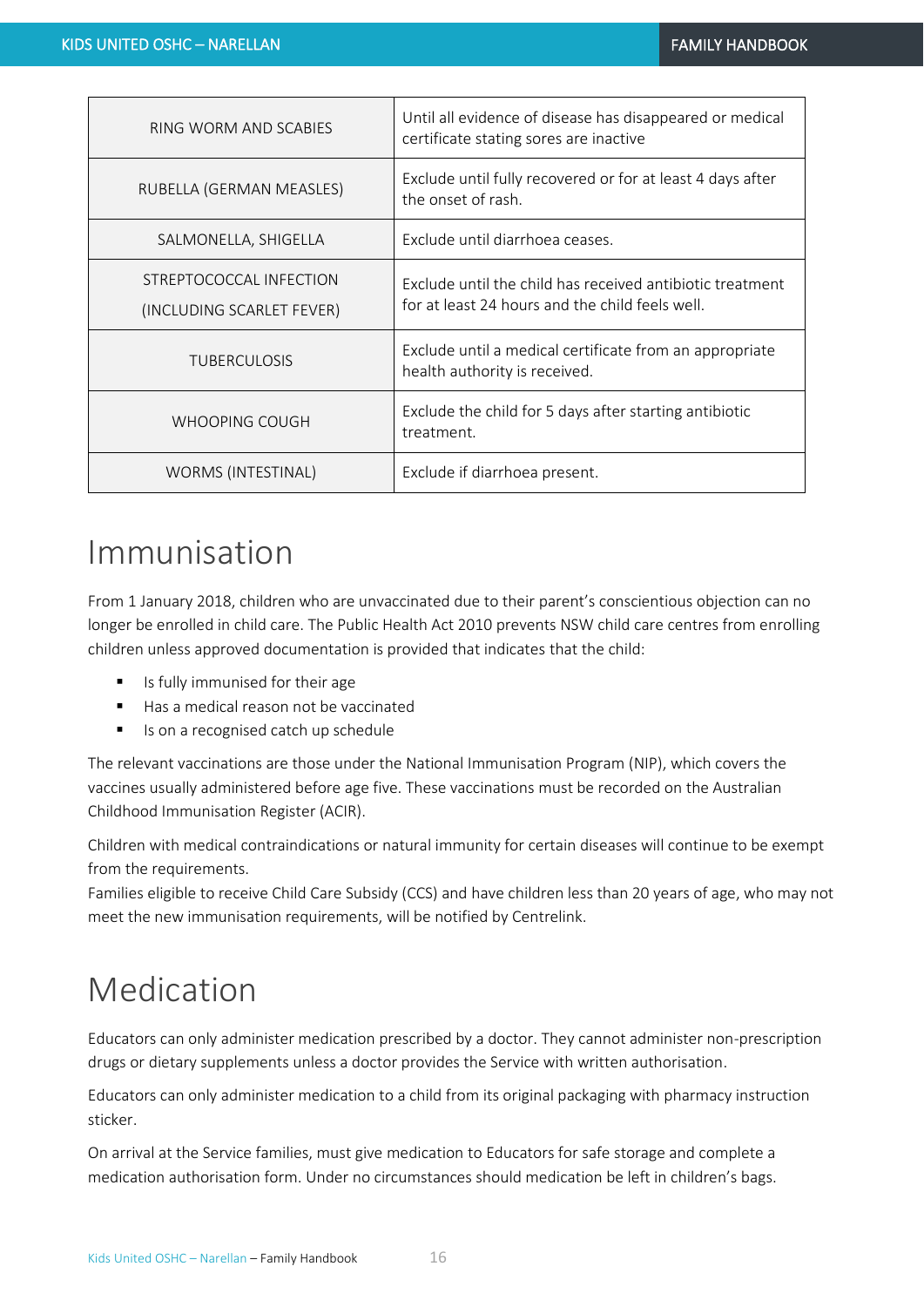| RING WORM AND SCABIES | Until all evidence of disease has disappeared or medical certificate stating sores are inactive |
|---|---|
| RUBELLA (GERMAN MEASLES) | Exclude until fully recovered or for at least 4 days after the onset of rash. |
| SALMONELLA, SHIGELLA | Exclude until diarrhoea ceases. |
| STREPTOCOCCAL INFECTION (INCLUDING SCARLET FEVER) | Exclude until the child has received antibiotic treatment for at least 24 hours and the child feels well. |
| TUBERCULOSIS | Exclude until a medical certificate from an appropriate health authority is received. |
| WHOOPING COUGH | Exclude the child for 5 days after starting antibiotic treatment. |
| WORMS (INTESTINAL) | Exclude if diarrhoea present. |

# Immunisation

From 1 January 2018, children who are unvaccinated due to their parent's conscientious objection can no longer be enrolled in child care. The Public Health Act 2010 prevents NSW child care centres from enrolling children unless approved documentation is provided that indicates that the child:

- Is fully immunised for their age
- Has a medical reason not be vaccinated
- Is on a recognised catch up schedule

The relevant vaccinations are those under the National Immunisation Program (NIP), which covers the vaccines usually administered before age five. These vaccinations must be recorded on the Australian Childhood Immunisation Register (ACIR).

Children with medical contraindications or natural immunity for certain diseases will continue to be exempt from the requirements.
Families eligible to receive Child Care Subsidy (CCS) and have children less than 20 years of age, who may not meet the new immunisation requirements, will be notified by Centrelink.

# Medication

Educators can only administer medication prescribed by a doctor. They cannot administer non-prescription drugs or dietary supplements unless a doctor provides the Service with written authorisation.

Educators can only administer medication to a child from its original packaging with pharmacy instruction sticker.

On arrival at the Service families, must give medication to Educators for safe storage and complete a medication authorisation form. Under no circumstances should medication be left in children's bags.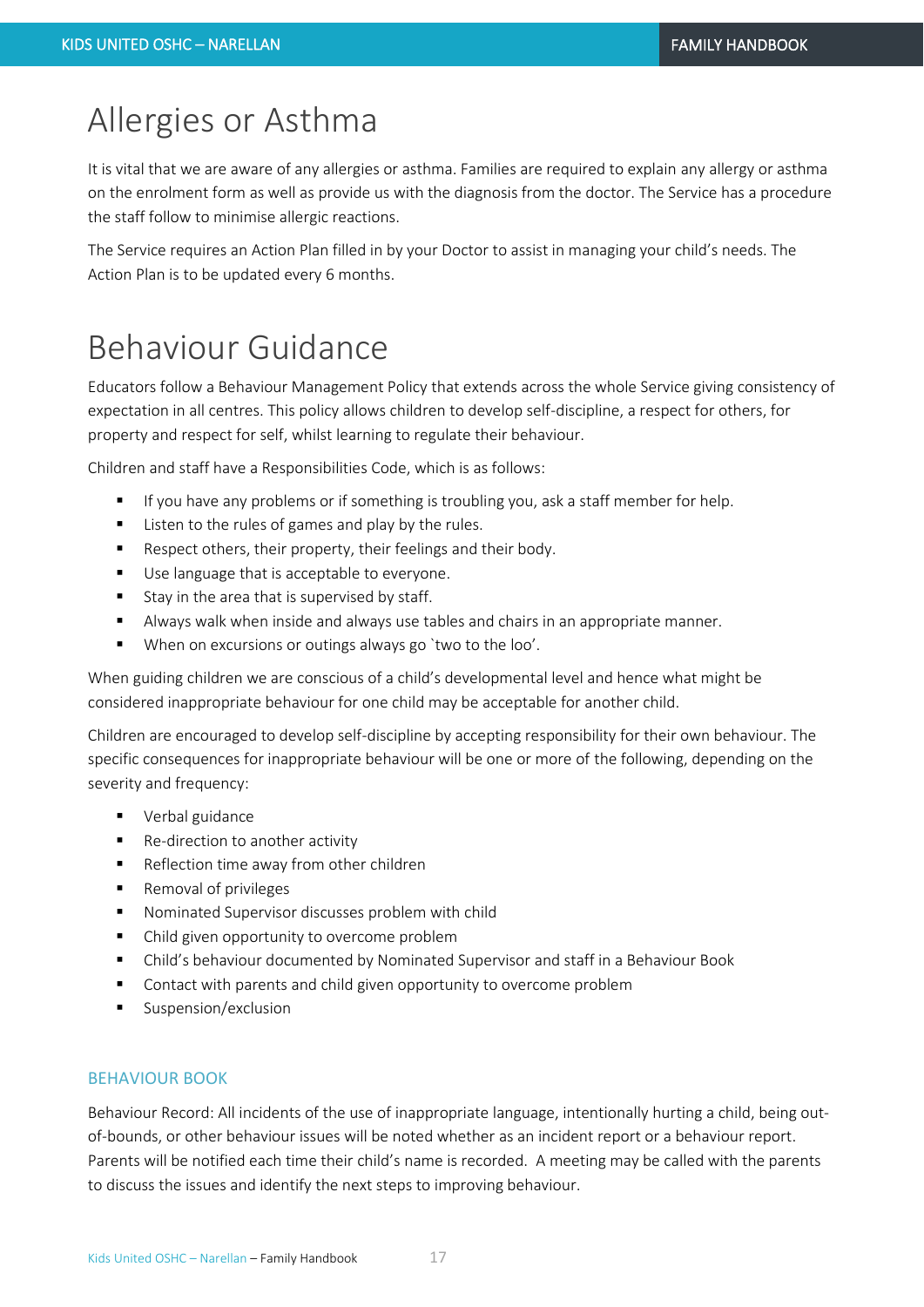# Allergies or Asthma

It is vital that we are aware of any allergies or asthma. Families are required to explain any allergy or asthma on the enrolment form as well as provide us with the diagnosis from the doctor. The Service has a procedure the staff follow to minimise allergic reactions.

The Service requires an Action Plan filled in by your Doctor to assist in managing your child's needs. The Action Plan is to be updated every 6 months.

# Behaviour Guidance

Educators follow a Behaviour Management Policy that extends across the whole Service giving consistency of expectation in all centres. This policy allows children to develop self-discipline, a respect for others, for property and respect for self, whilst learning to regulate their behaviour.

Children and staff have a Responsibilities Code, which is as follows:

- If you have any problems or if something is troubling you, ask a staff member for help.
- Listen to the rules of games and play by the rules.
- Respect others, their property, their feelings and their body.
- Use language that is acceptable to everyone.
- Stay in the area that is supervised by staff.
- Always walk when inside and always use tables and chairs in an appropriate manner.
- When on excursions or outings always go `two to the loo'.

When guiding children we are conscious of a child's developmental level and hence what might be considered inappropriate behaviour for one child may be acceptable for another child.

Children are encouraged to develop self-discipline by accepting responsibility for their own behaviour. The specific consequences for inappropriate behaviour will be one or more of the following, depending on the severity and frequency:

- Verbal guidance
- Re-direction to another activity
- Reflection time away from other children
- Removal of privileges
- Nominated Supervisor discusses problem with child
- Child given opportunity to overcome problem
- Child's behaviour documented by Nominated Supervisor and staff in a Behaviour Book
- Contact with parents and child given opportunity to overcome problem
- Suspension/exclusion

## BEHAVIOUR BOOK

Behaviour Record: All incidents of the use of inappropriate language, intentionally hurting a child, being out-of-bounds, or other behaviour issues will be noted whether as an incident report or a behaviour report. Parents will be notified each time their child's name is recorded. A meeting may be called with the parents to discuss the issues and identify the next steps to improving behaviour.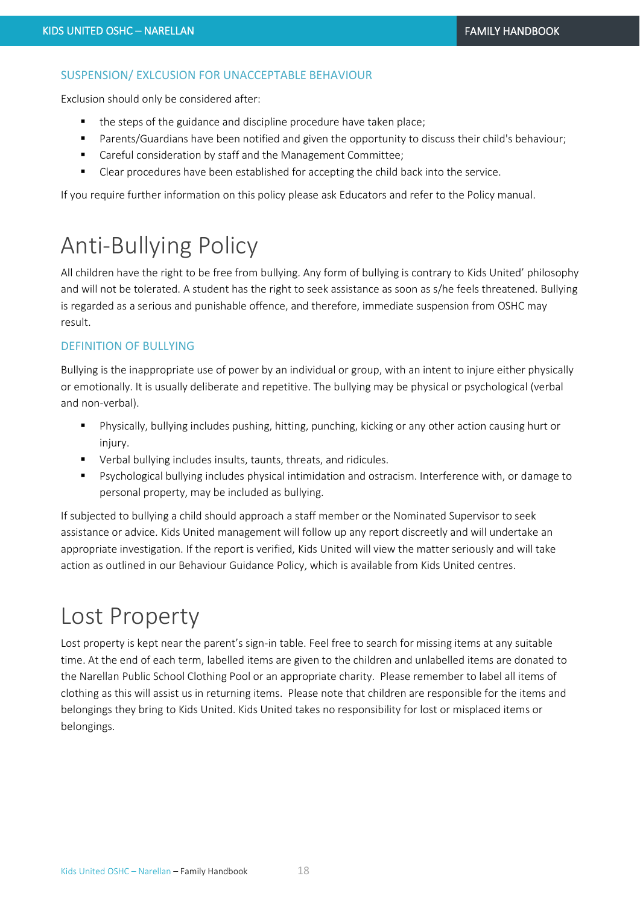### SUSPENSION/ EXLCUSION FOR UNACCEPTABLE BEHAVIOUR

Exclusion should only be considered after:

- the steps of the guidance and discipline procedure have taken place;
- Parents/Guardians have been notified and given the opportunity to discuss their child's behaviour;
- Careful consideration by staff and the Management Committee;
- Clear procedures have been established for accepting the child back into the service.

If you require further information on this policy please ask Educators and refer to the Policy manual.

# Anti-Bullying Policy

All children have the right to be free from bullying. Any form of bullying is contrary to Kids United' philosophy and will not be tolerated. A student has the right to seek assistance as soon as s/he feels threatened. Bullying is regarded as a serious and punishable offence, and therefore, immediate suspension from OSHC may result.

### DEFINITION OF BULLYING

Bullying is the inappropriate use of power by an individual or group, with an intent to injure either physically or emotionally. It is usually deliberate and repetitive. The bullying may be physical or psychological (verbal and non-verbal).

- Physically, bullying includes pushing, hitting, punching, kicking or any other action causing hurt or injury.
- Verbal bullying includes insults, taunts, threats, and ridicules.
- Psychological bullying includes physical intimidation and ostracism. Interference with, or damage to personal property, may be included as bullying.

If subjected to bullying a child should approach a staff member or the Nominated Supervisor to seek assistance or advice. Kids United management will follow up any report discreetly and will undertake an appropriate investigation. If the report is verified, Kids United will view the matter seriously and will take action as outlined in our Behaviour Guidance Policy, which is available from Kids United centres.

# Lost Property

Lost property is kept near the parent's sign-in table. Feel free to search for missing items at any suitable time. At the end of each term, labelled items are given to the children and unlabelled items are donated to the Narellan Public School Clothing Pool or an appropriate charity. Please remember to label all items of clothing as this will assist us in returning items. Please note that children are responsible for the items and belongings they bring to Kids United. Kids United takes no responsibility for lost or misplaced items or belongings.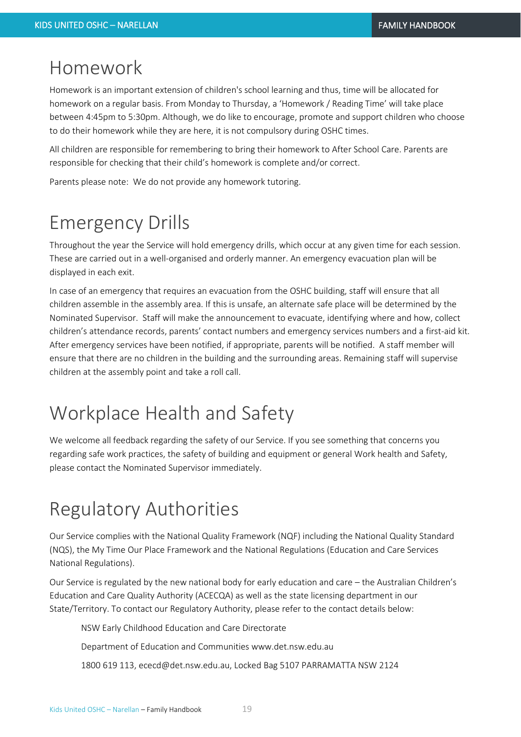# Homework

Homework is an important extension of children's school learning and thus, time will be allocated for homework on a regular basis. From Monday to Thursday, a 'Homework / Reading Time' will take place between 4:45pm to 5:30pm. Although, we do like to encourage, promote and support children who choose to do their homework while they are here, it is not compulsory during OSHC times.

All children are responsible for remembering to bring their homework to After School Care. Parents are responsible for checking that their child's homework is complete and/or correct.

Parents please note: We do not provide any homework tutoring.

# Emergency Drills

Throughout the year the Service will hold emergency drills, which occur at any given time for each session. These are carried out in a well-organised and orderly manner. An emergency evacuation plan will be displayed in each exit.

In case of an emergency that requires an evacuation from the OSHC building, staff will ensure that all children assemble in the assembly area. If this is unsafe, an alternate safe place will be determined by the Nominated Supervisor. Staff will make the announcement to evacuate, identifying where and how, collect children's attendance records, parents' contact numbers and emergency services numbers and a first-aid kit. After emergency services have been notified, if appropriate, parents will be notified. A staff member will ensure that there are no children in the building and the surrounding areas. Remaining staff will supervise children at the assembly point and take a roll call.

# Workplace Health and Safety

We welcome all feedback regarding the safety of our Service. If you see something that concerns you regarding safe work practices, the safety of building and equipment or general Work health and Safety, please contact the Nominated Supervisor immediately.

# Regulatory Authorities

Our Service complies with the National Quality Framework (NQF) including the National Quality Standard (NQS), the My Time Our Place Framework and the National Regulations (Education and Care Services National Regulations).

Our Service is regulated by the new national body for early education and care – the Australian Children's Education and Care Quality Authority (ACECQA) as well as the state licensing department in our State/Territory. To contact our Regulatory Authority, please refer to the contact details below:

NSW Early Childhood Education and Care Directorate

Department of Education and Communities www.det.nsw.edu.au

1800 619 113, ececd@det.nsw.edu.au, Locked Bag 5107 PARRAMATTA NSW 2124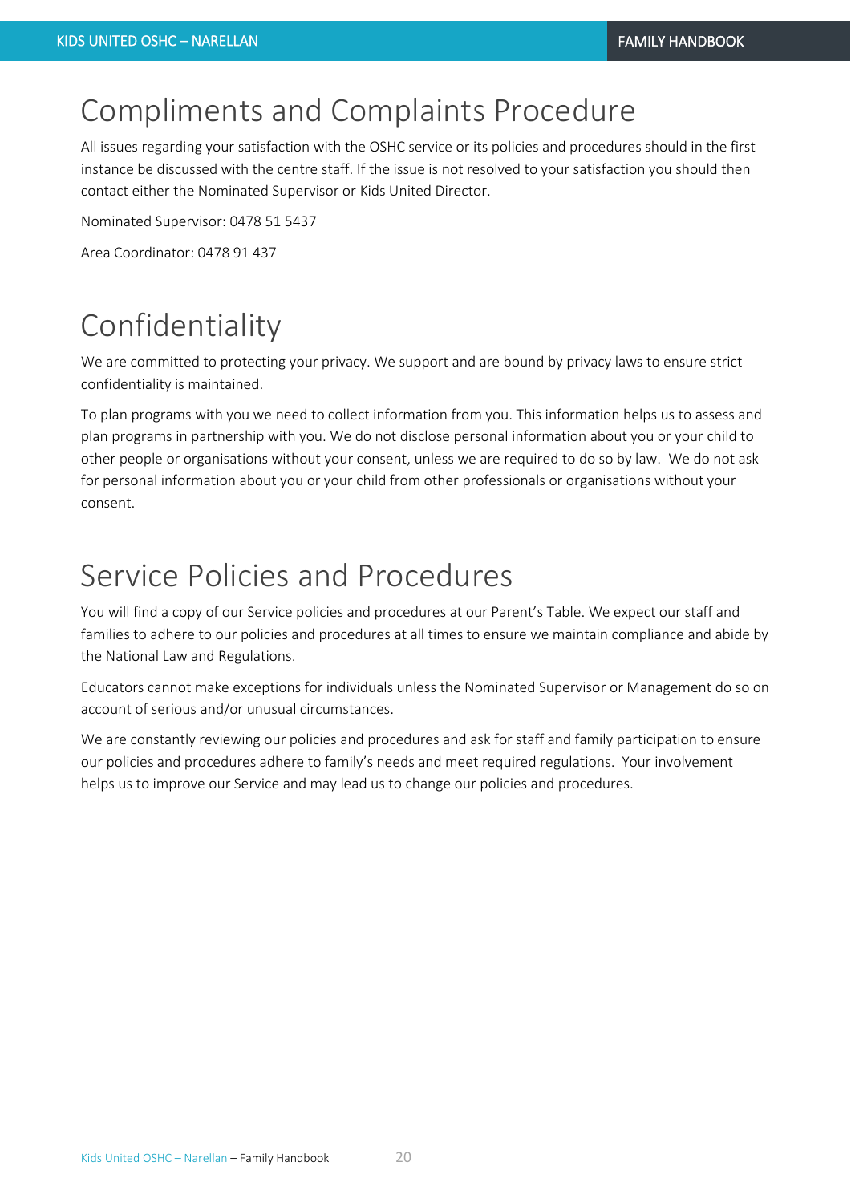# Compliments and Complaints Procedure

All issues regarding your satisfaction with the OSHC service or its policies and procedures should in the first instance be discussed with the centre staff. If the issue is not resolved to your satisfaction you should then contact either the Nominated Supervisor or Kids United Director.

Nominated Supervisor: 0478 51 5437

Area Coordinator: 0478 91 437

# Confidentiality

We are committed to protecting your privacy. We support and are bound by privacy laws to ensure strict confidentiality is maintained.

To plan programs with you we need to collect information from you. This information helps us to assess and plan programs in partnership with you. We do not disclose personal information about you or your child to other people or organisations without your consent, unless we are required to do so by law. We do not ask for personal information about you or your child from other professionals or organisations without your consent.

# Service Policies and Procedures

You will find a copy of our Service policies and procedures at our Parent's Table. We expect our staff and families to adhere to our policies and procedures at all times to ensure we maintain compliance and abide by the National Law and Regulations.

Educators cannot make exceptions for individuals unless the Nominated Supervisor or Management do so on account of serious and/or unusual circumstances.

We are constantly reviewing our policies and procedures and ask for staff and family participation to ensure our policies and procedures adhere to family's needs and meet required regulations. Your involvement helps us to improve our Service and may lead us to change our policies and procedures.